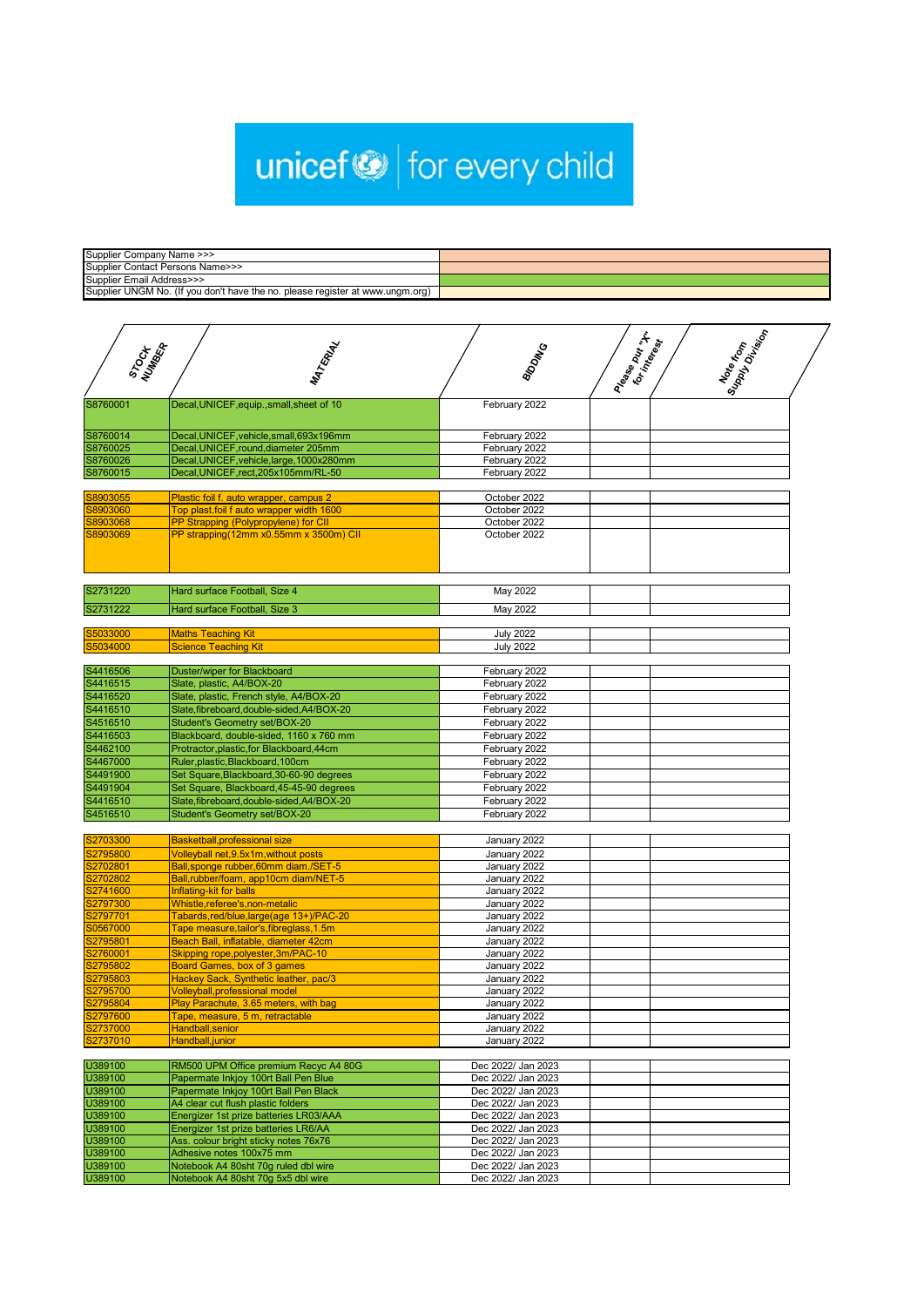unicef for every child

| | |
|---|---|
| Supplier Company Name >>> | |
| Supplier Contact Persons Name>>> | |
| Supplier Email Address>>> | |
| Supplier UNGM No. (If you don't have the no. please register at www.ungm.org) | |

| STOCK NUMBER | MATERIAL | BIDDING | Please put "X" for interest | Note from Supply Division |
|---|---|---|---|---|
| S8760001 | Decal,UNICEF,equip.,small,sheet of 10 | February 2022 | | |
| S8760014 | Decal,UNICEF,vehicle,small,693x196mm | February 2022 | | |
| S8760025 | Decal,UNICEF,round,diameter 205mm | February 2022 | | |
| S8760026 | Decal,UNICEF,vehicle,large,1000x280mm | February 2022 | | |
| S8760015 | Decal,UNICEF,rect,205x105mm/RL-50 | February 2022 | | |
| S8903055 | Plastic foil f. auto wrapper, campus 2 | October 2022 | | |
| S8903060 | Top plast.foil f auto wrapper width 1600 | October 2022 | | |
| S8903068 | PP Strapping (Polypropylene) for CII | October 2022 | | |
| S8903069 | PP strapping(12mm x0.55mm x 3500m) CII | October 2022 | | |
| S2731220 | Hard surface Football, Size 4 | May 2022 | | |
| S2731222 | Hard surface Football, Size 3 | May 2022 | | |
| S5033000 | Maths Teaching Kit | July 2022 | | |
| S5034000 | Science Teaching Kit | July 2022 | | |
| S4416506 | Duster/wiper for Blackboard | February 2022 | | |
| S4416515 | Slate, plastic, A4/BOX-20 | February 2022 | | |
| S4416520 | Slate, plastic, French style, A4/BOX-20 | February 2022 | | |
| S4416510 | Slate,fibreboard,double-sided,A4/BOX-20 | February 2022 | | |
| S4516510 | Student's Geometry set/BOX-20 | February 2022 | | |
| S4416503 | Blackboard, double-sided, 1160 x 760 mm | February 2022 | | |
| S4462100 | Protractor,plastic,for Blackboard,44cm | February 2022 | | |
| S4467000 | Ruler,plastic,Blackboard,100cm | February 2022 | | |
| S4491900 | Set Square,Blackboard,30-60-90 degrees | February 2022 | | |
| S4491904 | Set Square, Blackboard,45-45-90 degrees | February 2022 | | |
| S4416510 | Slate,fibreboard,double-sided,A4/BOX-20 | February 2022 | | |
| S4516510 | Student's Geometry set/BOX-20 | February 2022 | | |
| S2703300 | Basketball,professional size | January 2022 | | |
| S2795800 | Volleyball net,9.5x1m,without posts | January 2022 | | |
| S2702801 | Ball,sponge rubber,60mm diam./SET-5 | January 2022 | | |
| S2702802 | Ball,rubber/foam, app10cm diam/NET-5 | January 2022 | | |
| S2741600 | Inflating-kit for balls | January 2022 | | |
| S2797300 | Whistle,referee's,non-metalic | January 2022 | | |
| S2797701 | Tabards,red/blue,large(age 13+)/PAC-20 | January 2022 | | |
| S0567000 | Tape measure,tailor's,fibreglass,1.5m | January 2022 | | |
| S2795801 | Beach Ball, inflatable, diameter 42cm | January 2022 | | |
| S2760001 | Skipping rope,polyester,3m/PAC-10 | January 2022 | | |
| S2795802 | Board Games, box of 3 games | January 2022 | | |
| S2795803 | Hackey Sack, Synthetic leather, pac/3 | January 2022 | | |
| S2795700 | Volleyball,professional model | January 2022 | | |
| S2795804 | Play Parachute, 3.65 meters, with bag | January 2022 | | |
| S2797600 | Tape, measure, 5 m, retractable | January 2022 | | |
| S2737000 | Handball,senior | January 2022 | | |
| S2737010 | Handball,junior | January 2022 | | |
| U389100 | RM500 UPM Office premium Recyc A4 80G | Dec 2022/ Jan 2023 | | |
| U389100 | Papermate Inkjoy 100rt Ball Pen Blue | Dec 2022/ Jan 2023 | | |
| U389100 | Papermate Inkjoy 100rt Ball Pen Black | Dec 2022/ Jan 2023 | | |
| U389100 | A4 clear cut flush plastic folders | Dec 2022/ Jan 2023 | | |
| U389100 | Energizer 1st prize batteries LR03/AAA | Dec 2022/ Jan 2023 | | |
| U389100 | Energizer 1st prize batteries LR6/AA | Dec 2022/ Jan 2023 | | |
| U389100 | Ass. colour bright sticky notes 76x76 | Dec 2022/ Jan 2023 | | |
| U389100 | Adhesive notes 100x75 mm | Dec 2022/ Jan 2023 | | |
| U389100 | Notebook A4 80sht 70g ruled dbl wire | Dec 2022/ Jan 2023 | | |
| U389100 | Notebook A4 80sht 70g 5x5 dbl wire | Dec 2022/ Jan 2023 | | |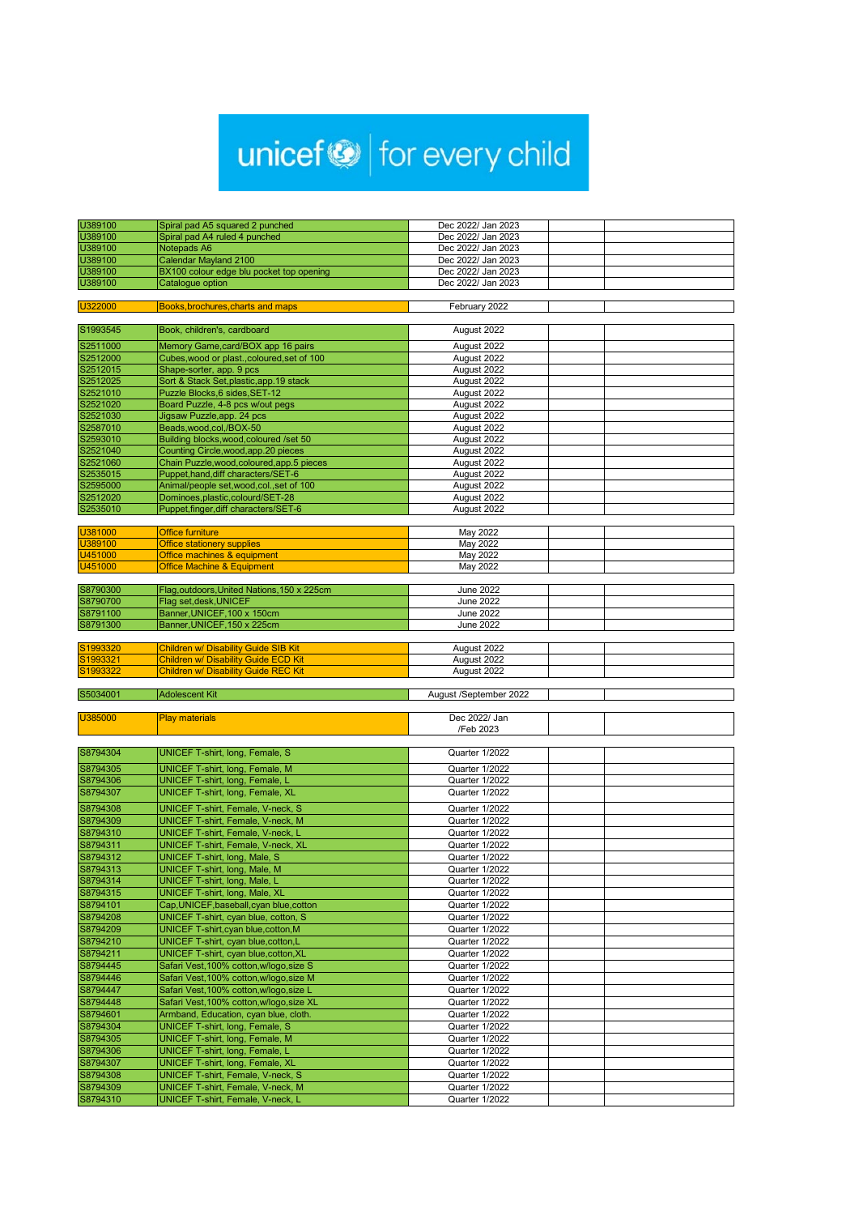unicef | for every child

| | | | | |
|---|---|---|---|---|
| U389100 | Spiral pad A5 squared 2 punched | Dec 2022/ Jan 2023 | | |
| U389100 | Spiral pad A4 ruled 4 punched | Dec 2022/ Jan 2023 | | |
| U389100 | Notepads A6 | Dec 2022/ Jan 2023 | | |
| U389100 | Calendar Mayland 2100 | Dec 2022/ Jan 2023 | | |
| U389100 | BX100 colour edge blu pocket top opening | Dec 2022/ Jan 2023 | | |
| U389100 | Catalogue option | Dec 2022/ Jan 2023 | | |

| | | | | |
|---|---|---|---|---|
| U322000 | Books,brochures,charts and maps | February 2022 | | |

| | | | | |
|---|---|---|---|---|
| S1993545 | Book, children's, cardboard | August 2022 | | |
| S2511000 | Memory Game,card/BOX app 16 pairs | August 2022 | | |
| S2512000 | Cubes,wood or plast.,coloured,set of 100 | August 2022 | | |
| S2512015 | Shape-sorter, app. 9 pcs | August 2022 | | |
| S2512025 | Sort & Stack Set,plastic,app.19 stack | August 2022 | | |
| S2521010 | Puzzle Blocks,6 sides,SET-12 | August 2022 | | |
| S2521020 | Board Puzzle, 4-8 pcs w/out pegs | August 2022 | | |
| S2521030 | Jigsaw Puzzle,app. 24 pcs | August 2022 | | |
| S2587010 | Beads,wood,col,/BOX-50 | August 2022 | | |
| S2593010 | Building blocks,wood,coloured /set 50 | August 2022 | | |
| S2521040 | Counting Circle,wood,app.20 pieces | August 2022 | | |
| S2521060 | Chain Puzzle,wood,coloured,app.5 pieces | August 2022 | | |
| S2535015 | Puppet,hand,diff characters/SET-6 | August 2022 | | |
| S2595000 | Animal/people set,wood,col.,set of 100 | August 2022 | | |
| S2512020 | Dominoes,plastic,colourd/SET-28 | August 2022 | | |
| S2535010 | Puppet,finger,diff characters/SET-6 | August 2022 | | |

| | | | | |
|---|---|---|---|---|
| U381000 | Office furniture | May 2022 | | |
| U389100 | Office stationery supplies | May 2022 | | |
| U451000 | Office machines & equipment | May 2022 | | |
| U451000 | Office Machine & Equipment | May 2022 | | |

| | | | | |
|---|---|---|---|---|
| S8790300 | Flag,outdoors,United Nations,150 x 225cm | June 2022 | | |
| S8790700 | Flag set,desk,UNICEF | June 2022 | | |
| S8791100 | Banner,UNICEF,100 x 150cm | June 2022 | | |
| S8791300 | Banner,UNICEF,150 x 225cm | June 2022 | | |

| | | | | |
|---|---|---|---|---|
| S1993320 | Children w/ Disability Guide SIB Kit | August 2022 | | |
| S1993321 | Children w/ Disability Guide ECD Kit | August 2022 | | |
| S1993322 | Children w/ Disability Guide REC Kit | August 2022 | | |

| | | | | |
|---|---|---|---|---|
| S5034001 | Adolescent Kit | August /September 2022 | | |

| | | | | |
|---|---|---|---|---|
| U385000 | Play materials | Dec 2022/ Jan /Feb 2023 | | |

| | | | |
|---|---|---|---|
| S8794304 | UNICEF T-shirt, long, Female, S | Quarter 1/2022 | |
| S8794305 | UNICEF T-shirt, long, Female, M | Quarter 1/2022 | |
| S8794306 | UNICEF T-shirt, long, Female, L | Quarter 1/2022 | |
| S8794307 | UNICEF T-shirt, long, Female, XL | Quarter 1/2022 | |
| S8794308 | UNICEF T-shirt, Female, V-neck, S | Quarter 1/2022 | |
| S8794309 | UNICEF T-shirt, Female, V-neck, M | Quarter 1/2022 | |
| S8794310 | UNICEF T-shirt, Female, V-neck, L | Quarter 1/2022 | |
| S8794311 | UNICEF T-shirt, Female, V-neck, XL | Quarter 1/2022 | |
| S8794312 | UNICEF T-shirt, long, Male, S | Quarter 1/2022 | |
| S8794313 | UNICEF T-shirt, long, Male, M | Quarter 1/2022 | |
| S8794314 | UNICEF T-shirt, long, Male, L | Quarter 1/2022 | |
| S8794315 | UNICEF T-shirt, long, Male, XL | Quarter 1/2022 | |
| S8794101 | Cap,UNICEF,baseball,cyan blue,cotton | Quarter 1/2022 | |
| S8794208 | UNICEF T-shirt, cyan blue, cotton, S | Quarter 1/2022 | |
| S8794209 | UNICEF T-shirt,cyan blue,cotton,M | Quarter 1/2022 | |
| S8794210 | UNICEF T-shirt, cyan blue,cotton,L | Quarter 1/2022 | |
| S8794211 | UNICEF T-shirt, cyan blue,cotton,XL | Quarter 1/2022 | |
| S8794445 | Safari Vest,100% cotton,w/logo,size S | Quarter 1/2022 | |
| S8794446 | Safari Vest,100% cotton,w/logo,size M | Quarter 1/2022 | |
| S8794447 | Safari Vest,100% cotton,w/logo,size L | Quarter 1/2022 | |
| S8794448 | Safari Vest,100% cotton,w/logo,size XL | Quarter 1/2022 | |
| S8794601 | Armband, Education, cyan blue, cloth. | Quarter 1/2022 | |
| S8794304 | UNICEF T-shirt, long, Female, S | Quarter 1/2022 | |
| S8794305 | UNICEF T-shirt, long, Female, M | Quarter 1/2022 | |
| S8794306 | UNICEF T-shirt, long, Female, L | Quarter 1/2022 | |
| S8794307 | UNICEF T-shirt, long, Female, XL | Quarter 1/2022 | |
| S8794308 | UNICEF T-shirt, Female, V-neck, S | Quarter 1/2022 | |
| S8794309 | UNICEF T-shirt, Female, V-neck, M | Quarter 1/2022 | |
| S8794310 | UNICEF T-shirt, Female, V-neck, L | Quarter 1/2022 | |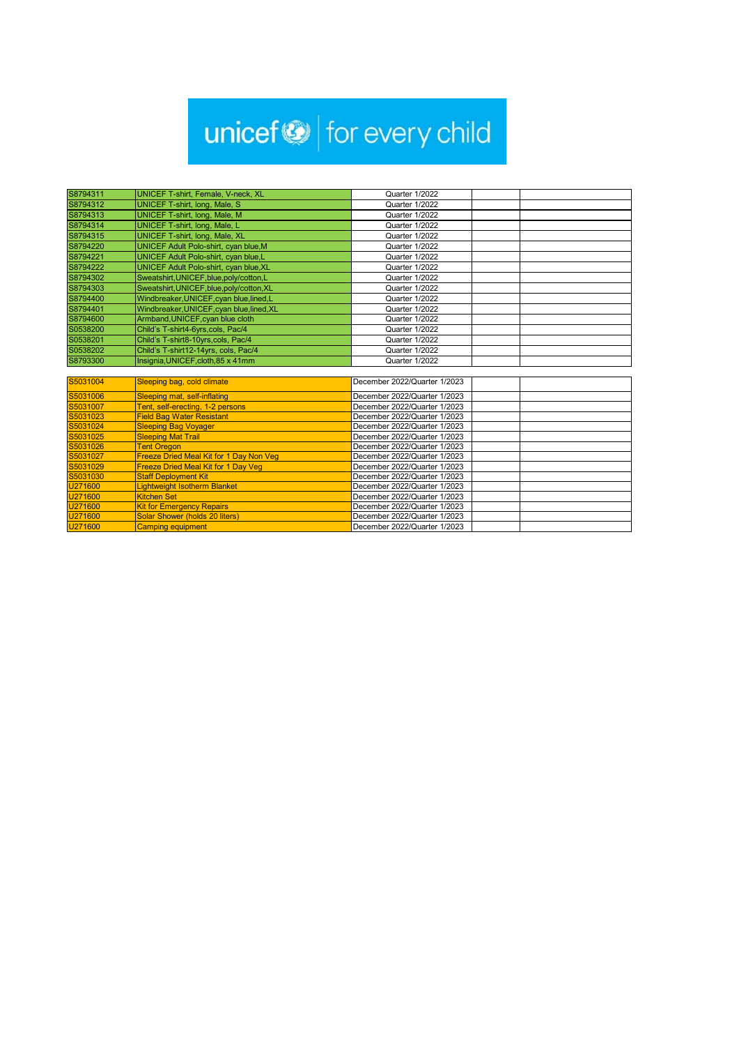unicef | for every child

| | | | | |
|---|---|---|---|---|
| S8794311 | UNICEF T-shirt, Female, V-neck, XL | Quarter 1/2022 | | |
| S8794312 | UNICEF T-shirt, long, Male, S | Quarter 1/2022 | | |
| S8794313 | UNICEF T-shirt, long, Male, M | Quarter 1/2022 | | |
| S8794314 | UNICEF T-shirt, long, Male, L | Quarter 1/2022 | | |
| S8794315 | UNICEF T-shirt, long, Male, XL | Quarter 1/2022 | | |
| S8794220 | UNICEF Adult Polo-shirt, cyan blue,M | Quarter 1/2022 | | |
| S8794221 | UNICEF Adult Polo-shirt, cyan blue,L | Quarter 1/2022 | | |
| S8794222 | UNICEF Adult Polo-shirt, cyan blue,XL | Quarter 1/2022 | | |
| S8794302 | Sweatshirt,UNICEF,blue,poly/cotton,L | Quarter 1/2022 | | |
| S8794303 | Sweatshirt,UNICEF,blue,poly/cotton,XL | Quarter 1/2022 | | |
| S8794400 | Windbreaker,UNICEF,cyan blue,lined,L | Quarter 1/2022 | | |
| S8794401 | Windbreaker,UNICEF,cyan blue,lined,XL | Quarter 1/2022 | | |
| S8794600 | Armband,UNICEF,cyan blue cloth | Quarter 1/2022 | | |
| S0538200 | Child's T-shirt4-6yrs,cols, Pac/4 | Quarter 1/2022 | | |
| S0538201 | Child's T-shirt8-10yrs,cols, Pac/4 | Quarter 1/2022 | | |
| S0538202 | Child's T-shirt12-14yrs, cols, Pac/4 | Quarter 1/2022 | | |
| S8793300 | Insignia,UNICEF,cloth,85 x 41mm | Quarter 1/2022 | | |

| | | | | |
|---|---|---|---|---|
| S5031004 | Sleeping bag, cold climate | December 2022/Quarter 1/2023 | | |
| S5031006 | Sleeping mat, self-inflating | December 2022/Quarter 1/2023 | | |
| S5031007 | Tent, self-erecting, 1-2 persons | December 2022/Quarter 1/2023 | | |
| S5031023 | Field Bag Water Resistant | December 2022/Quarter 1/2023 | | |
| S5031024 | Sleeping Bag Voyager | December 2022/Quarter 1/2023 | | |
| S5031025 | Sleeping Mat Trail | December 2022/Quarter 1/2023 | | |
| S5031026 | Tent Oregon | December 2022/Quarter 1/2023 | | |
| S5031027 | Freeze Dried Meal Kit for 1 Day Non Veg | December 2022/Quarter 1/2023 | | |
| S5031029 | Freeze Dried Meal Kit for 1 Day Veg | December 2022/Quarter 1/2023 | | |
| S5031030 | Staff Deployment Kit | December 2022/Quarter 1/2023 | | |
| U271600 | Lightweight Isotherm Blanket | December 2022/Quarter 1/2023 | | |
| U271600 | Kitchen Set | December 2022/Quarter 1/2023 | | |
| U271600 | Kit for Emergency Repairs | December 2022/Quarter 1/2023 | | |
| U271600 | Solar Shower (holds 20 liters) | December 2022/Quarter 1/2023 | | |
| U271600 | Camping equipment | December 2022/Quarter 1/2023 | | |